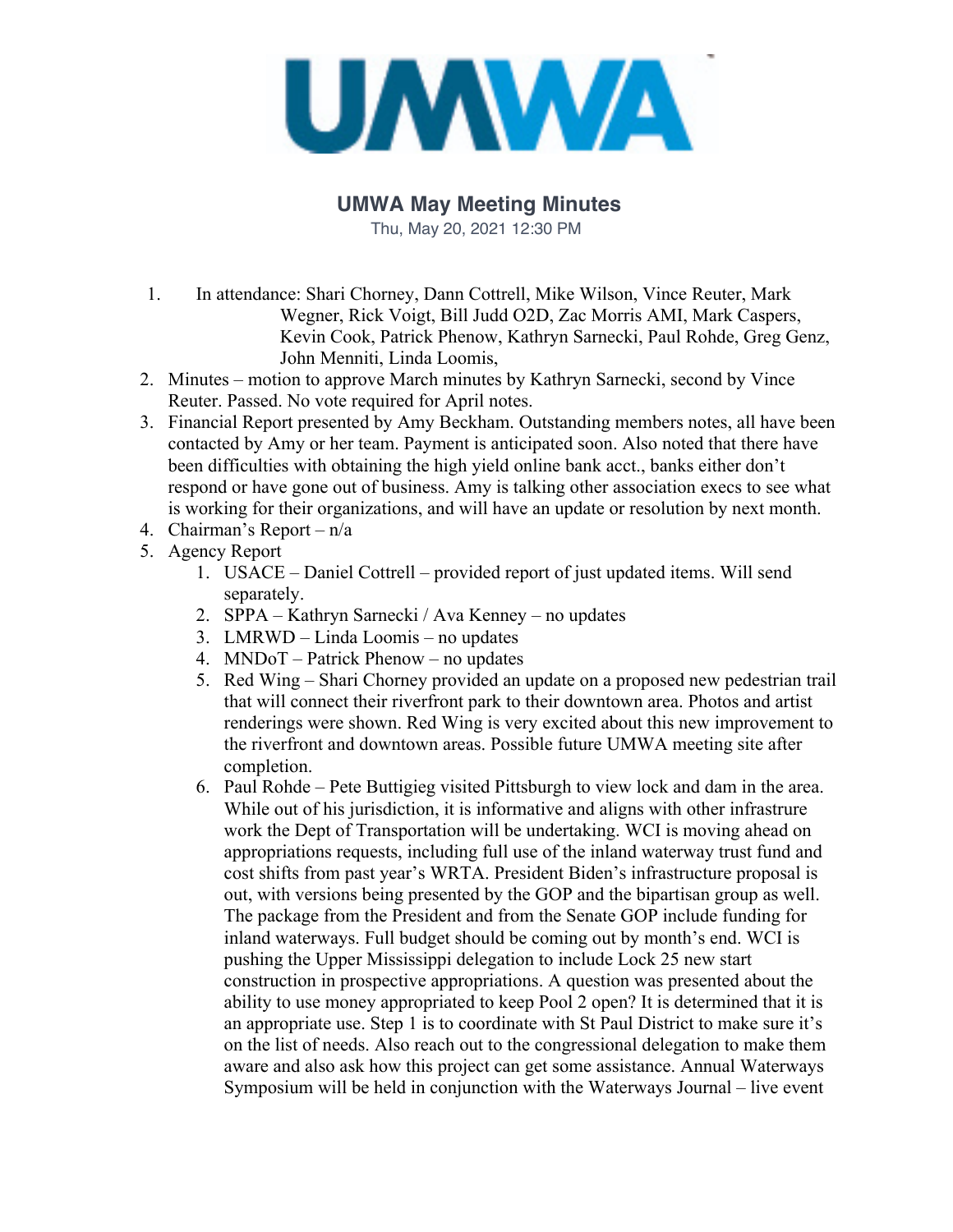UMWA

## UMWA May Meeting Minutes

Thu, May 20, 2021 12:30 PM

1. In attendance: Shari Chorney, Dann Cottrell, Mike Wilson, Vince Reuter, Mark Wegner, Rick Voigt, Bill Judd O2D, Zac Morris AMI, Mark Caspers, Kevin Cook, Patrick Phenow, Kathryn Sarnecki, Paul Rohde, Greg Genz, John Menniti, Linda Loomis,
2. Minutes – motion to approve March minutes by Kathryn Sarnecki, second by Vince Reuter. Passed. No vote required for April notes.
3. Financial Report presented by Amy Beckham. Outstanding members notes, all have been contacted by Amy or her team. Payment is anticipated soon. Also noted that there have been difficulties with obtaining the high yield online bank acct., banks either don't respond or have gone out of business. Amy is talking other association execs to see what is working for their organizations, and will have an update or resolution by next month.
4. Chairman's Report – n/a
5. Agency Report
   1. USACE – Daniel Cottrell – provided report of just updated items. Will send separately.
   2. SPPA – Kathryn Sarnecki / Ava Kenney – no updates
   3. LMRWD – Linda Loomis – no updates
   4. MNDoT – Patrick Phenow – no updates
   5. Red Wing – Shari Chorney provided an update on a proposed new pedestrian trail that will connect their riverfront park to their downtown area. Photos and artist renderings were shown. Red Wing is very excited about this new improvement to the riverfront and downtown areas. Possible future UMWA meeting site after completion.
   6. Paul Rohde – Pete Buttigieg visited Pittsburgh to view lock and dam in the area. While out of his jurisdiction, it is informative and aligns with other infrastrure work the Dept of Transportation will be undertaking. WCI is moving ahead on appropriations requests, including full use of the inland waterway trust fund and cost shifts from past year's WRTA. President Biden's infrastructure proposal is out, with versions being presented by the GOP and the bipartisan group as well. The package from the President and from the Senate GOP include funding for inland waterways. Full budget should be coming out by month's end. WCI is pushing the Upper Mississippi delegation to include Lock 25 new start construction in prospective appropriations. A question was presented about the ability to use money appropriated to keep Pool 2 open? It is determined that it is an appropriate use. Step 1 is to coordinate with St Paul District to make sure it's on the list of needs. Also reach out to the congressional delegation to make them aware and also ask how this project can get some assistance. Annual Waterways Symposium will be held in conjunction with the Waterways Journal – live event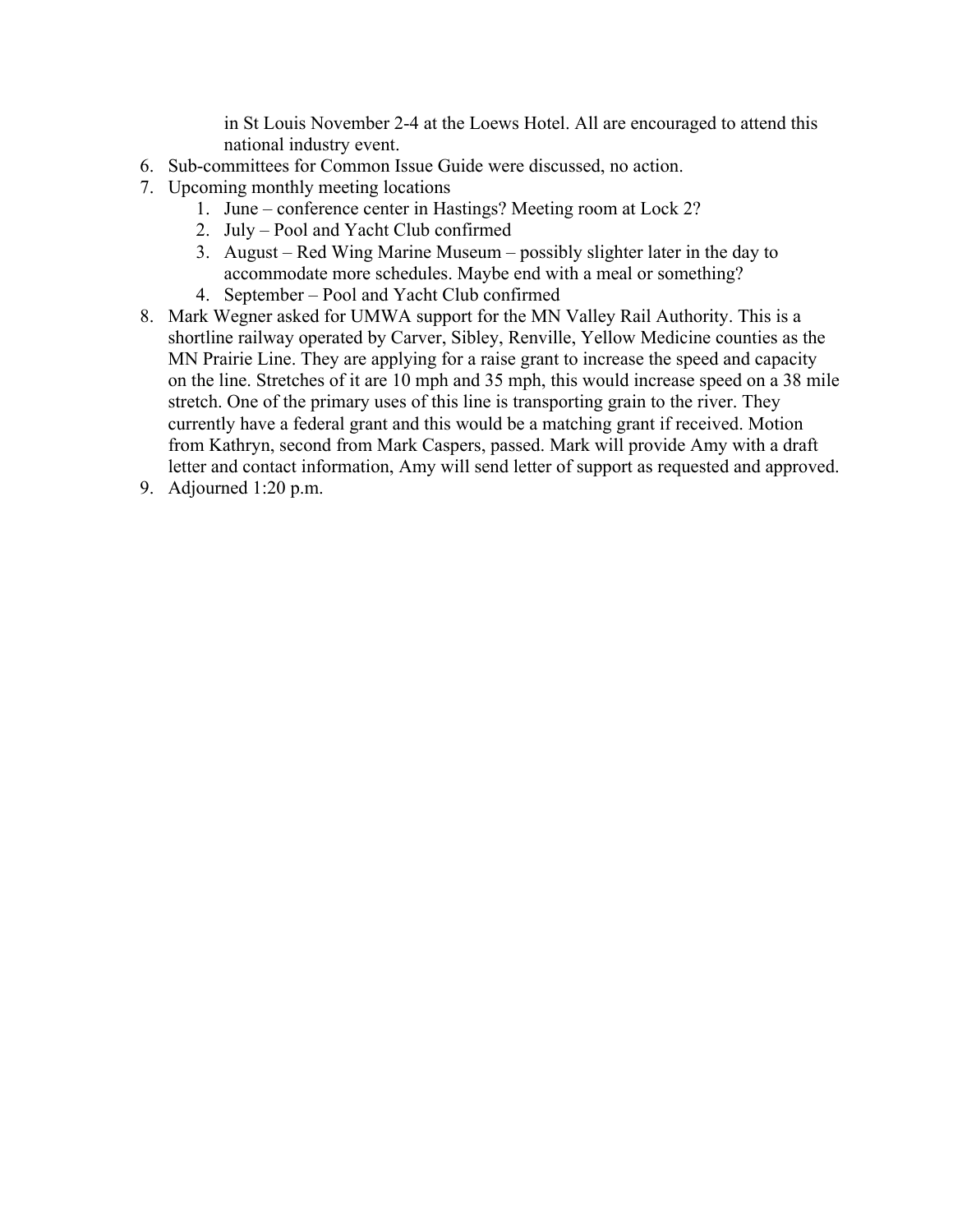in St Louis November 2-4 at the Loews Hotel. All are encouraged to attend this national industry event.

6. Sub-committees for Common Issue Guide were discussed, no action.
7. Upcoming monthly meeting locations
    1. June – conference center in Hastings? Meeting room at Lock 2?
    2. July – Pool and Yacht Club confirmed
    3. August – Red Wing Marine Museum – possibly slighter later in the day to accommodate more schedules. Maybe end with a meal or something?
    4. September – Pool and Yacht Club confirmed
8. Mark Wegner asked for UMWA support for the MN Valley Rail Authority. This is a shortline railway operated by Carver, Sibley, Renville, Yellow Medicine counties as the MN Prairie Line. They are applying for a raise grant to increase the speed and capacity on the line. Stretches of it are 10 mph and 35 mph, this would increase speed on a 38 mile stretch. One of the primary uses of this line is transporting grain to the river. They currently have a federal grant and this would be a matching grant if received. Motion from Kathryn, second from Mark Caspers, passed. Mark will provide Amy with a draft letter and contact information, Amy will send letter of support as requested and approved.
9. Adjourned 1:20 p.m.